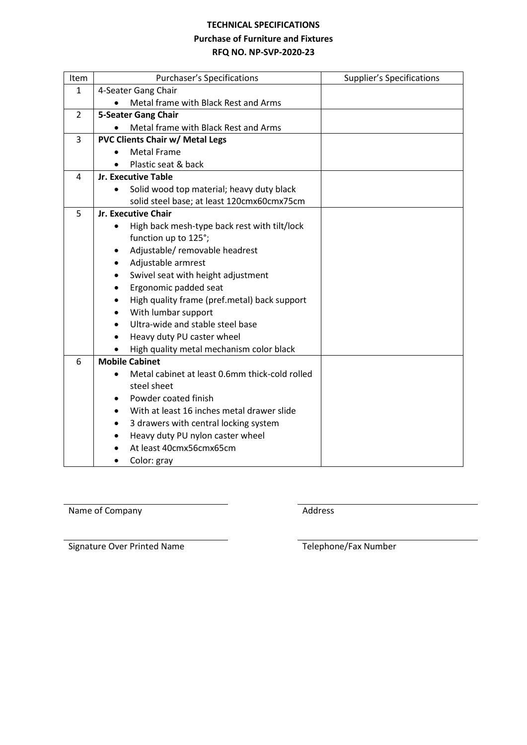**TECHNICAL SPECIFICATIONS**

**Purchase of Furniture and Fixtures**

**RFQ NO. NP-SVP-2020-23**

| Item | Purchaser's Specifications | Supplier's Specifications |
|---|---|---|
| 1 | 4-Seater Gang Chair<br>• Metal frame with Black Rest and Arms | |
| 2 | **5-Seater Gang Chair**<br>• Metal frame with Black Rest and Arms | |
| 3 | **PVC Clients Chair w/ Metal Legs**<br>• Metal Frame<br>• Plastic seat & back | |
| 4 | **Jr. Executive Table**<br>• Solid wood top material; heavy duty black solid steel base; at least 120cmx60cmx75cm | |
| 5 | **Jr. Executive Chair**<br>• High back mesh-type back rest with tilt/lock function up to 125°;<br>• Adjustable/ removable headrest<br>• Adjustable armrest<br>• Swivel seat with height adjustment<br>• Ergonomic padded seat<br>• High quality frame (pref.metal) back support<br>• With lumbar support<br>• Ultra-wide and stable steel base<br>• Heavy duty PU caster wheel<br>• High quality metal mechanism color black | |
| 6 | **Mobile Cabinet**<br>• Metal cabinet at least 0.6mm thick-cold rolled steel sheet<br>• Powder coated finish<br>• With at least 16 inches metal drawer slide<br>• 3 drawers with central locking system<br>• Heavy duty PU nylon caster wheel<br>• At least 40cmx56cmx65cm<br>• Color: gray | |

\_\_\_\_\_\_\_\_\_\_\_\_\_\_\_\_\_\_\_\_\_\_\_\_\_\_\_\_\_\_\_\_
Name of Company

\_\_\_\_\_\_\_\_\_\_\_\_\_\_\_\_\_\_\_\_\_\_\_\_\_\_\_\_\_\_\_\_
Address

\_\_\_\_\_\_\_\_\_\_\_\_\_\_\_\_\_\_\_\_\_\_\_\_\_\_\_\_\_\_\_\_
Signature Over Printed Name

\_\_\_\_\_\_\_\_\_\_\_\_\_\_\_\_\_\_\_\_\_\_\_\_\_\_\_\_\_\_\_\_
Telephone/Fax Number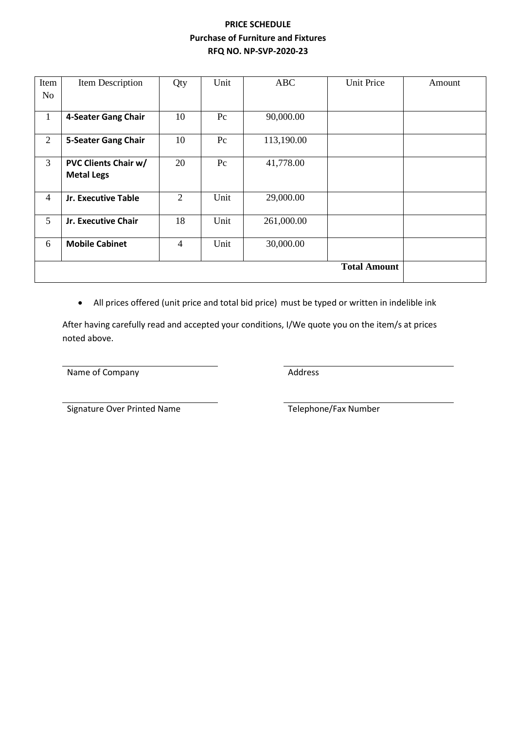**PRICE SCHEDULE**

**Purchase of Furniture and Fixtures**

**RFQ NO. NP-SVP-2020-23**

| Item No | Item Description | Qty | Unit | ABC | Unit Price | Amount |
|---|---|---|---|---|---|---|
| 1 | **4-Seater Gang Chair** | 10 | Pc | 90,000.00 | | |
| 2 | **5-Seater Gang Chair** | 10 | Pc | 113,190.00 | | |
| 3 | **PVC Clients Chair w/ Metal Legs** | 20 | Pc | 41,778.00 | | |
| 4 | **Jr. Executive Table** | 2 | Unit | 29,000.00 | | |
| 5 | **Jr. Executive Chair** | 18 | Unit | 261,000.00 | | |
| 6 | **Mobile Cabinet** | 4 | Unit | 30,000.00 | | |
| | | | | | **Total Amount** | |

- All prices offered (unit price and total bid price) must be typed or written in indelible ink

After having carefully read and accepted your conditions, I/We quote you on the item/s at prices noted above.

Name of Company

Address

Signature Over Printed Name

Telephone/Fax Number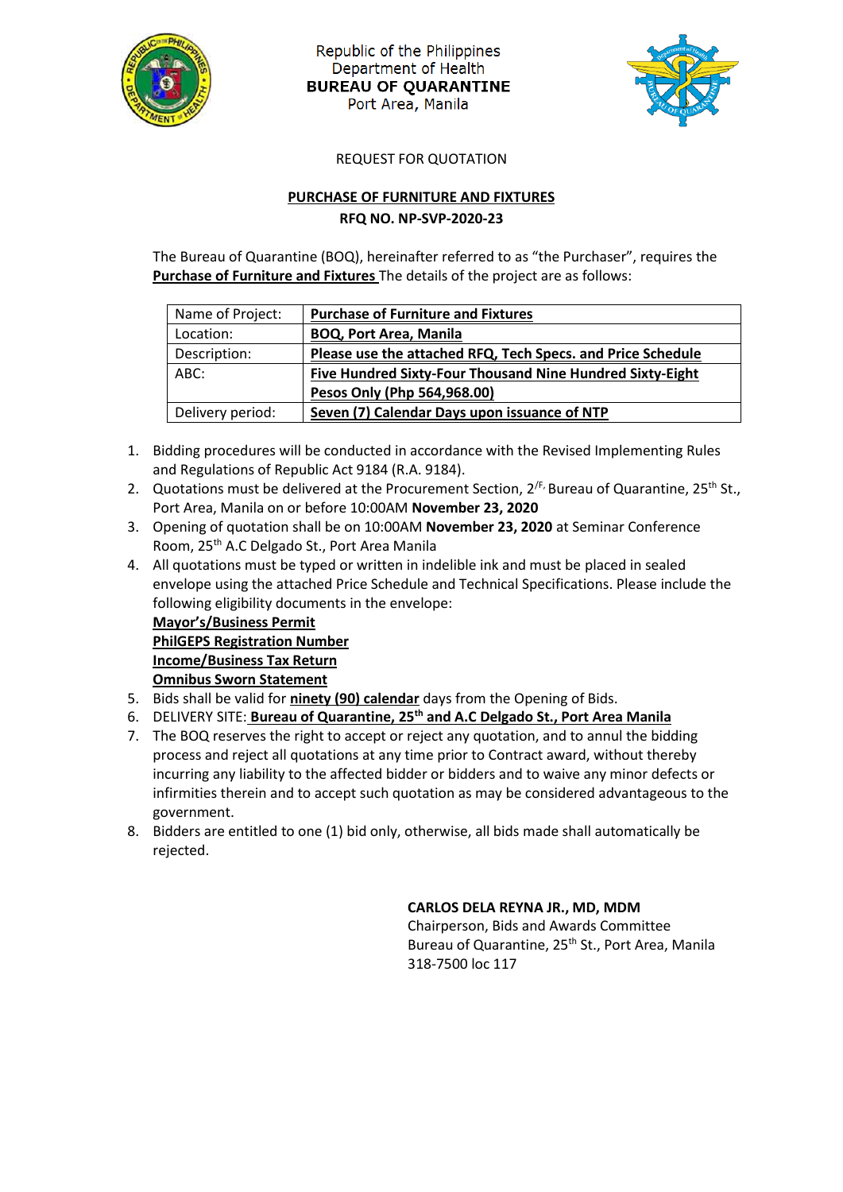Republic of the Philippines
Department of Health
**BUREAU OF QUARANTINE**
Port Area, Manila

REQUEST FOR QUOTATION

**PURCHASE OF FURNITURE AND FIXTURES**
**RFQ NO. NP-SVP-2020-23**

The Bureau of Quarantine (BOQ), hereinafter referred to as "the Purchaser", requires the **Purchase of Furniture and Fixtures** The details of the project are as follows:

| | |
|---|---|
| Name of Project: | **Purchase of Furniture and Fixtures** |
| Location: | **BOQ, Port Area, Manila** |
| Description: | **Please use the attached RFQ, Tech Specs. and Price Schedule** |
| ABC: | **Five Hundred Sixty-Four Thousand Nine Hundred Sixty-Eight Pesos Only (Php 564,968.00)** |
| Delivery period: | **Seven (7) Calendar Days upon issuance of NTP** |

1. Bidding procedures will be conducted in accordance with the Revised Implementing Rules and Regulations of Republic Act 9184 (R.A. 9184).
2. Quotations must be delivered at the Procurement Section, 2/F, Bureau of Quarantine, 25th St., Port Area, Manila on or before 10:00AM **November 23, 2020**
3. Opening of quotation shall be on 10:00AM **November 23, 2020** at Seminar Conference Room, 25th A.C Delgado St., Port Area Manila
4. All quotations must be typed or written in indelible ink and must be placed in sealed envelope using the attached Price Schedule and Technical Specifications. Please include the following eligibility documents in the envelope:
   **Mayor's/Business Permit**
   **PhilGEPS Registration Number**
   **Income/Business Tax Return**
   **Omnibus Sworn Statement**
5. Bids shall be valid for **ninety (90) calendar** days from the Opening of Bids.
6. DELIVERY SITE: **Bureau of Quarantine, 25th and A.C Delgado St., Port Area Manila**
7. The BOQ reserves the right to accept or reject any quotation, and to annul the bidding process and reject all quotations at any time prior to Contract award, without thereby incurring any liability to the affected bidder or bidders and to waive any minor defects or infirmities therein and to accept such quotation as may be considered advantageous to the government.
8. Bidders are entitled to one (1) bid only, otherwise, all bids made shall automatically be rejected.

**CARLOS DELA REYNA JR., MD, MDM**
Chairperson, Bids and Awards Committee
Bureau of Quarantine, 25th St., Port Area, Manila
318-7500 loc 117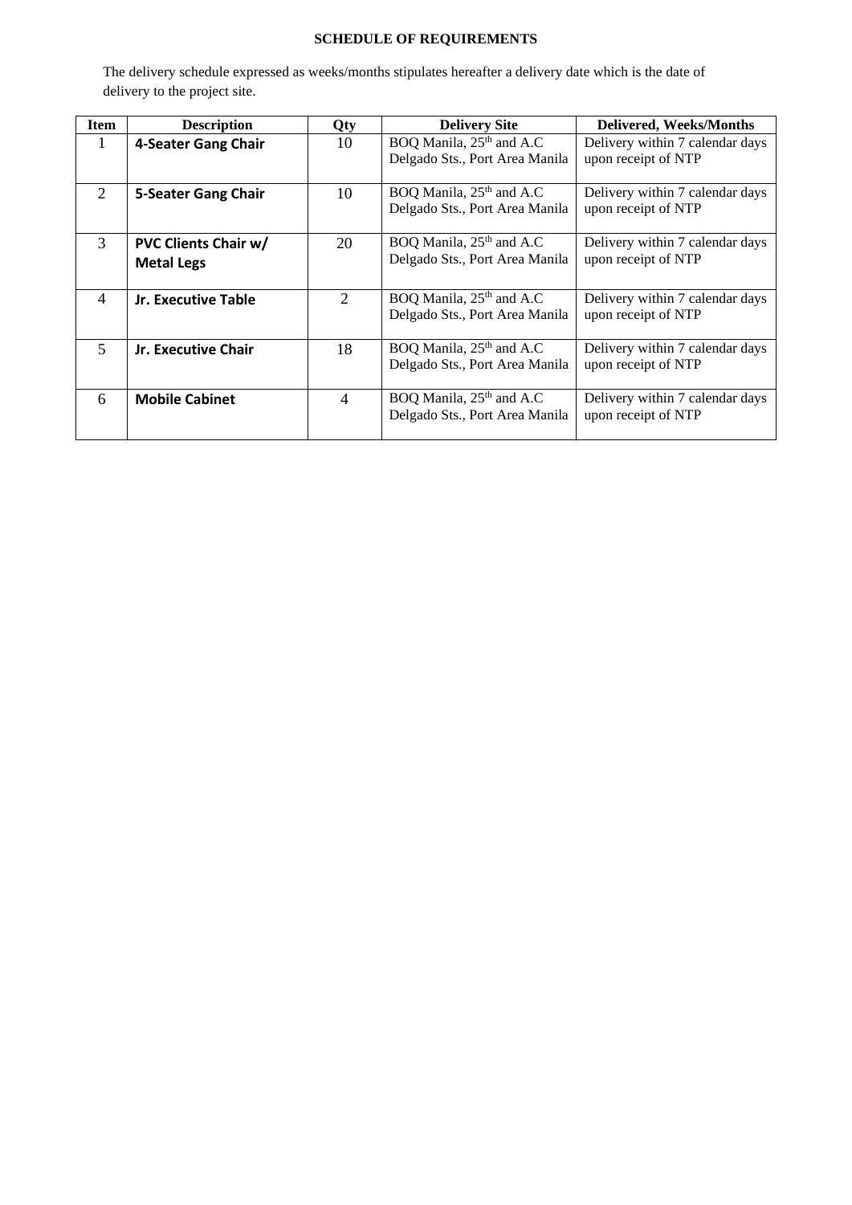**SCHEDULE OF REQUIREMENTS**

The delivery schedule expressed as weeks/months stipulates hereafter a delivery date which is the date of delivery to the project site.

| Item | Description | Qty | Delivery Site | Delivered, Weeks/Months |
|---|---|---|---|---|
| 1 | **4-Seater Gang Chair** | 10 | BOQ Manila, 25th and A.C Delgado Sts., Port Area Manila | Delivery within 7 calendar days upon receipt of NTP |
| 2 | **5-Seater Gang Chair** | 10 | BOQ Manila, 25th and A.C Delgado Sts., Port Area Manila | Delivery within 7 calendar days upon receipt of NTP |
| 3 | **PVC Clients Chair w/ Metal Legs** | 20 | BOQ Manila, 25th and A.C Delgado Sts., Port Area Manila | Delivery within 7 calendar days upon receipt of NTP |
| 4 | **Jr. Executive Table** | 2 | BOQ Manila, 25th and A.C Delgado Sts., Port Area Manila | Delivery within 7 calendar days upon receipt of NTP |
| 5 | **Jr. Executive Chair** | 18 | BOQ Manila, 25th and A.C Delgado Sts., Port Area Manila | Delivery within 7 calendar days upon receipt of NTP |
| 6 | **Mobile Cabinet** | 4 | BOQ Manila, 25th and A.C Delgado Sts., Port Area Manila | Delivery within 7 calendar days upon receipt of NTP |